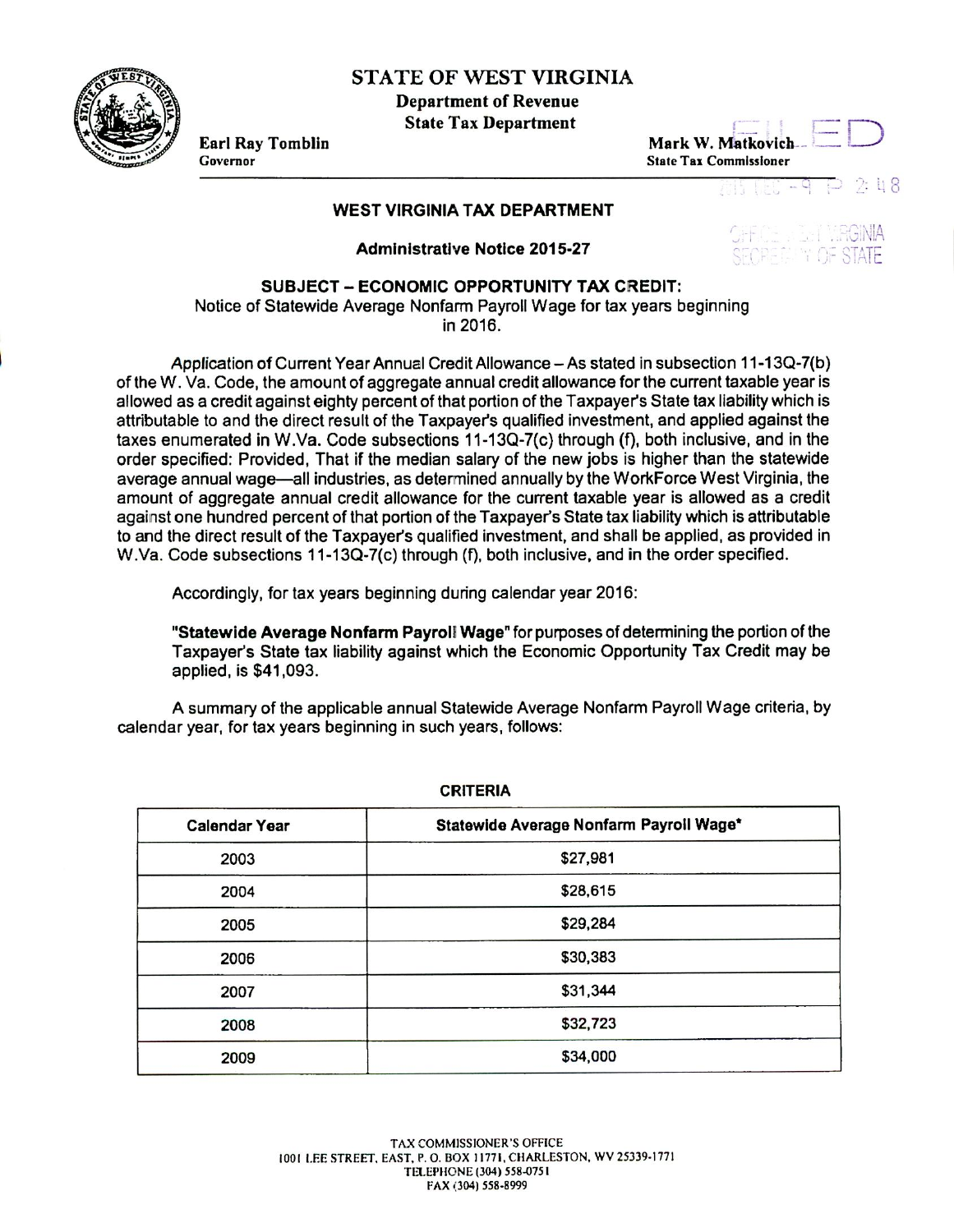# STATE OF WEST VIRGINIA

**Department of Revenue**
**State Tax Department**

**Earl Ray Tomblin**
Governor

**Mark W. Matkovich**
State Tax Commissioner

FILED
2015 DEC -9 P 2:48
OFFICE WEST VIRGINIA SECRETARY OF STATE

## WEST VIRGINIA TAX DEPARTMENT

### Administrative Notice 2015-27

**SUBJECT – ECONOMIC OPPORTUNITY TAX CREDIT:**
Notice of Statewide Average Nonfarm Payroll Wage for tax years beginning in 2016.

Application of Current Year Annual Credit Allowance – As stated in subsection 11-13Q-7(b) of the W. Va. Code, the amount of aggregate annual credit allowance for the current taxable year is allowed as a credit against eighty percent of that portion of the Taxpayer's State tax liability which is attributable to and the direct result of the Taxpayer's qualified investment, and applied against the taxes enumerated in W.Va. Code subsections 11-13Q-7(c) through (f), both inclusive, and in the order specified: Provided, That if the median salary of the new jobs is higher than the statewide average annual wage—all industries, as determined annually by the WorkForce West Virginia, the amount of aggregate annual credit allowance for the current taxable year is allowed as a credit against one hundred percent of that portion of the Taxpayer's State tax liability which is attributable to and the direct result of the Taxpayer's qualified investment, and shall be applied, as provided in W.Va. Code subsections 11-13Q-7(c) through (f), both inclusive, and in the order specified.

Accordingly, for tax years beginning during calendar year 2016:

**"Statewide Average Nonfarm Payroll Wage"** for purposes of determining the portion of the Taxpayer's State tax liability against which the Economic Opportunity Tax Credit may be applied, is $41,093.

A summary of the applicable annual Statewide Average Nonfarm Payroll Wage criteria, by calendar year, for tax years beginning in such years, follows:

**CRITERIA**

| Calendar Year | Statewide Average Nonfarm Payroll Wage* |
|---|---|
| 2003 | $27,981 |
| 2004 | $28,615 |
| 2005 | $29,284 |
| 2006 | $30,383 |
| 2007 | $31,344 |
| 2008 | $32,723 |
| 2009 | $34,000 |

TAX COMMISSIONER'S OFFICE
1001 LEE STREET, EAST, P. O. BOX 11771, CHARLESTON, WV 25339-1771
TELEPHONE (304) 558-0751
FAX (304) 558-8999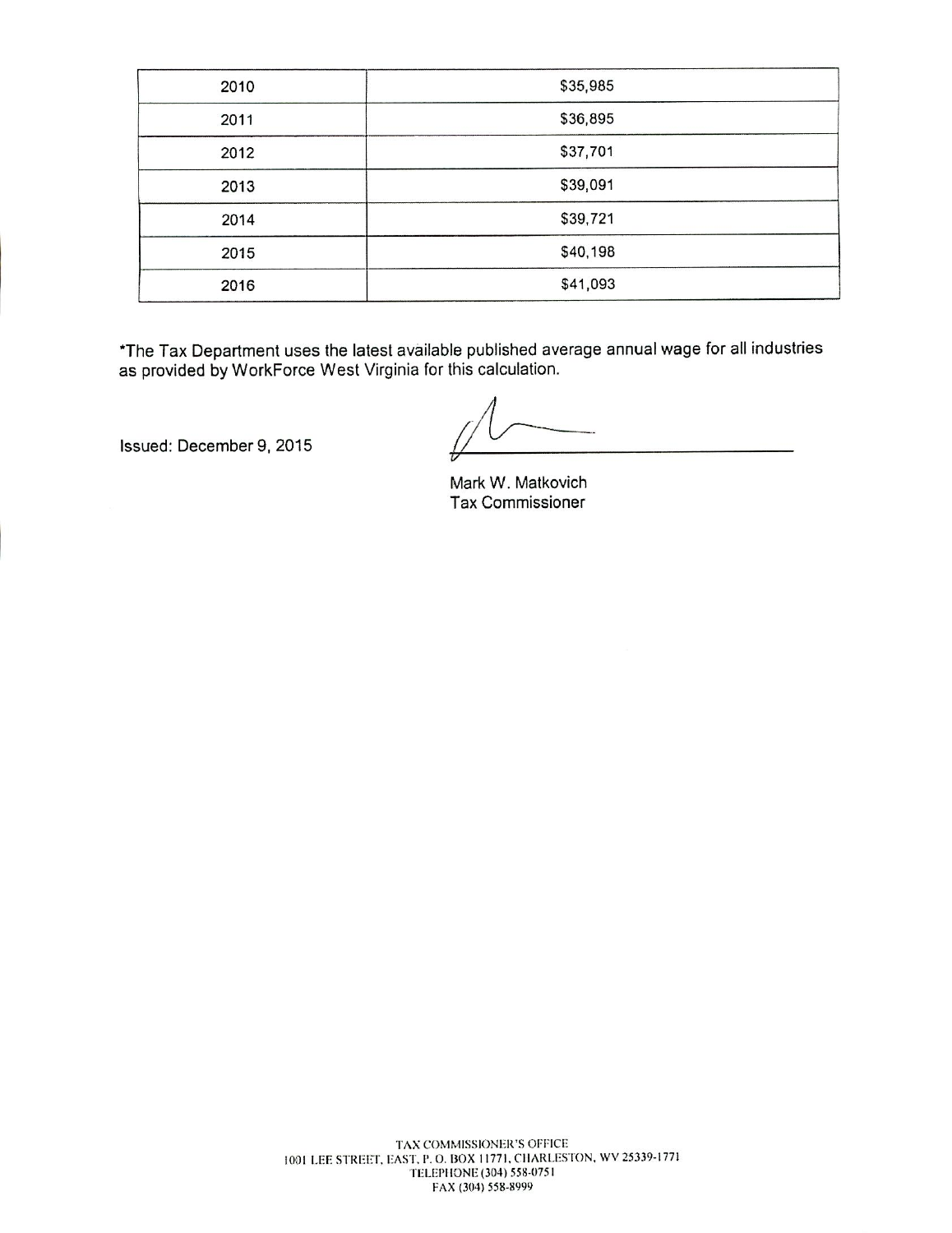| | |
|---|---|
| 2010 | $35,985 |
| 2011 | $36,895 |
| 2012 | $37,701 |
| 2013 | $39,091 |
| 2014 | $39,721 |
| 2015 | $40,198 |
| 2016 | $41,093 |

*The Tax Department uses the latest available published average annual wage for all industries as provided by WorkForce West Virginia for this calculation.

Issued: December 9, 2015

Mark W. Matkovich
Tax Commissioner

TAX COMMISSIONER'S OFFICE
1001 LEE STREET, EAST, P. O. BOX 11771, CHARLESTON, WV 25339-1771
TELEPHONE (304) 558-0751
FAX (304) 558-8999